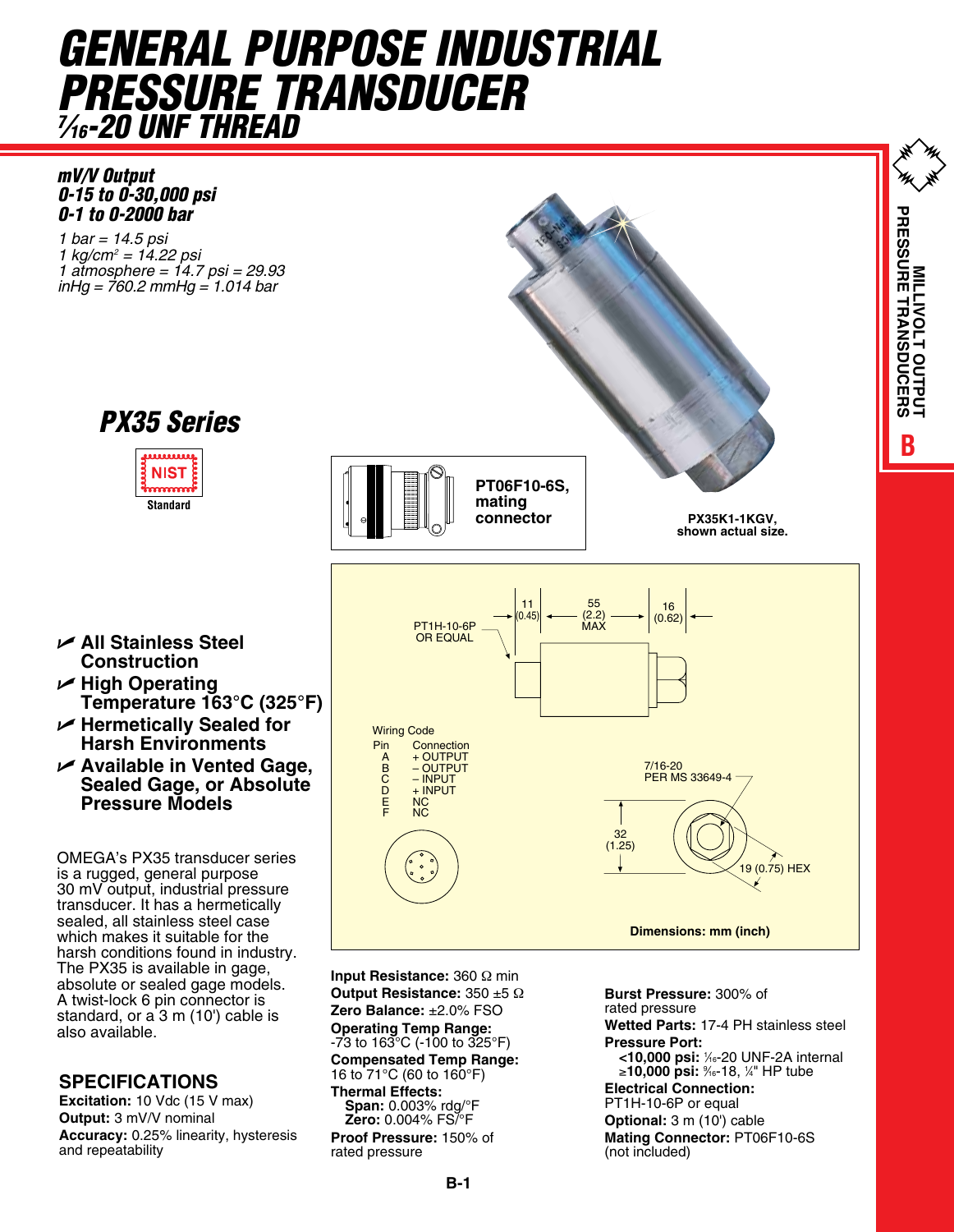# GENERAL PURPOSE INDUSTRIAL PRESSURE TRANSDUCER
## 7⁄16-20 UNF THREAD

***mV/V Output***
***0-15 to 0-30,000 psi***
***0-1 to 0-2000 bar***

*1 bar = 14.5 psi*
*1 kg/cm² = 14.22 psi*
*1 atmosphere = 14.7 psi = 29.93 inHg = 760.2 mmHg = 1.014 bar*

## PX35 Series

NIST Standard

**PT06F10-6S, mating connector**

**PX35K1-1KGV, shown actual size.**

- **All Stainless Steel Construction**
- **High Operating Temperature 163°C (325°F)**
- **Hermetically Sealed for Harsh Environments**
- **Available in Vented Gage, Sealed Gage, or Absolute Pressure Models**

OMEGA's PX35 transducer series is a rugged, general purpose 30 mV output, industrial pressure transducer. It has a hermetically sealed, all stainless steel case which makes it suitable for the harsh conditions found in industry. The PX35 is available in gage, absolute or sealed gage models. A twist-lock 6 pin connector is standard, or a 3 m (10') cable is also available.

PT1H-10-6P OR EQUAL

11 (0.45) | 55 (2.2) MAX | 16 (0.62)

Wiring Code

| Pin | Connection |
|---|---|
| A | + OUTPUT |
| B | – OUTPUT |
| C | – INPUT |
| D | + INPUT |
| E | NC |
| F | NC |

7/16-20 PER MS 33649-4

32 (1.25)

19 (0.75) HEX

**Dimensions: mm (inch)**

## SPECIFICATIONS

**Excitation:** 10 Vdc (15 V max)
**Output:** 3 mV/V nominal
**Accuracy:** 0.25% linearity, hysteresis and repeatability
**Input Resistance:** 360 Ω min
**Output Resistance:** 350 ±5 Ω
**Zero Balance:** ±2.0% FSO
**Operating Temp Range:** -73 to 163°C (-100 to 325°F)
**Compensated Temp Range:** 16 to 71°C (60 to 160°F)
**Thermal Effects:**
  **Span:** 0.003% rdg/°F
  **Zero:** 0.004% FS/°F
**Proof Pressure:** 150% of rated pressure
**Burst Pressure:** 300% of rated pressure
**Wetted Parts:** 17-4 PH stainless steel
**Pressure Port:**
  **<10,000 psi:** 7⁄16-20 UNF-2A internal
  **≥10,000 psi:** 9⁄16-18, ¼" HP tube
**Electrical Connection:** PT1H-10-6P or equal
**Optional:** 3 m (10') cable
**Mating Connector:** PT06F10-6S (not included)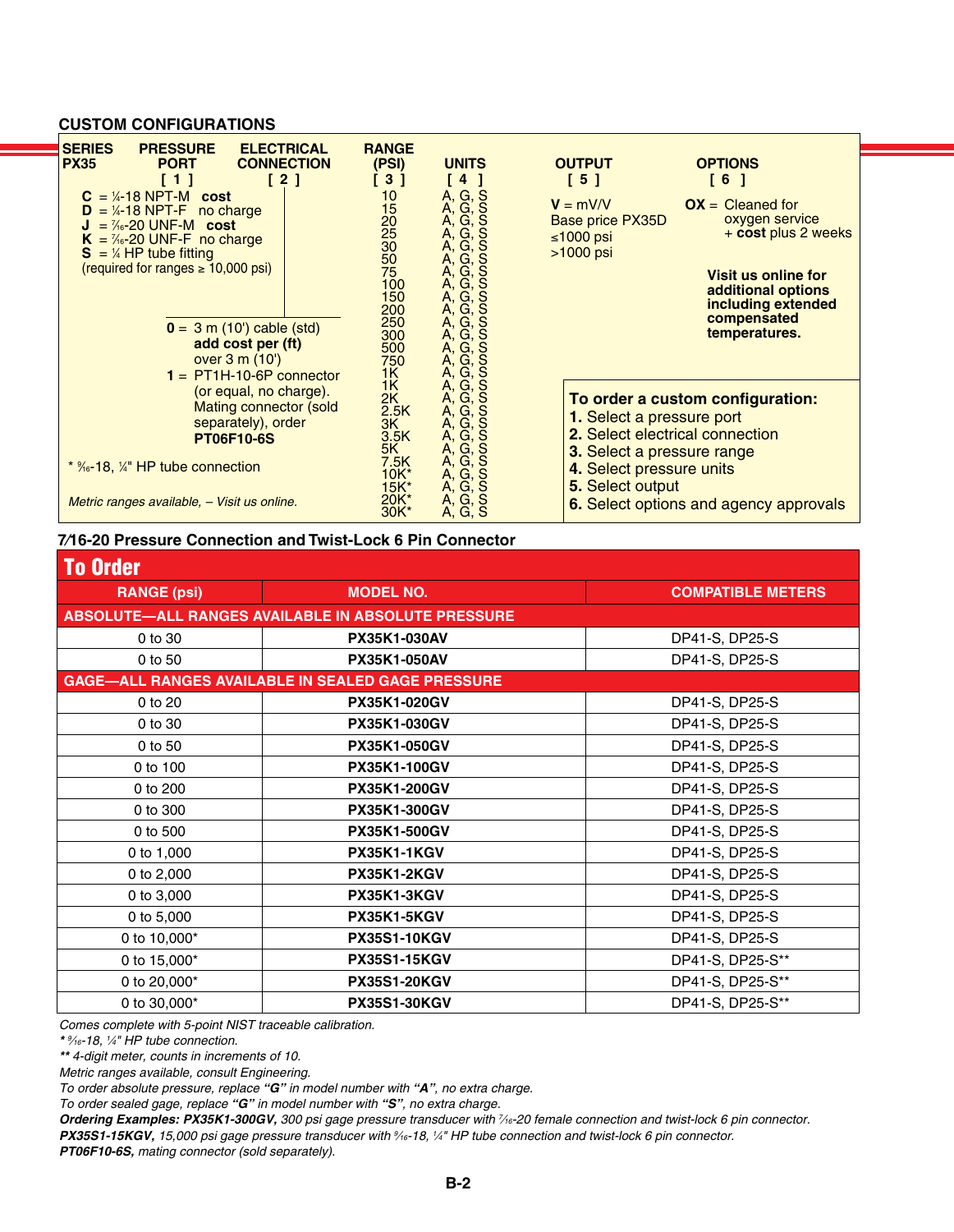## CUSTOM CONFIGURATIONS

**SERIES PX35** | **PRESSURE PORT [ 1 ]** | **ELECTRICAL CONNECTION [ 2 ]** | **RANGE (PSI) [ 3 ]** | **UNITS [ 4 ]** | **OUTPUT [ 5 ]** | **OPTIONS [ 6 ]**

**[ 1 ] Pressure Port**

- **C** = ¼-18 NPT-M **cost**
- **D** = ¼-18 NPT-F no charge
- **J** = 7⁄16-20 UNF-M **cost**
- **K** = 7⁄16-20 UNF-F no charge
- **S** = ¼ HP tube fitting (required for ranges ≥ 10,000 psi)

**[ 2 ] Electrical Connection**

- **0** = 3 m (10') cable (std) **add cost per (ft)** over 3 m (10')
- **1** = PT1H-10-6P connector (or equal, no charge). Mating connector (sold separately), order **PT06F10-6S**

**[ 3 ] Range (PSI) / [ 4 ] Units**

| Range (PSI) | Units |
|---|---|
| 10 | A, G, S |
| 15 | A, G, S |
| 20 | A, G, S |
| 25 | A, G, S |
| 30 | A, G, S |
| 50 | A, G, S |
| 75 | A, G, S |
| 100 | A, G, S |
| 150 | A, G, S |
| 200 | A, G, S |
| 250 | A, G, S |
| 300 | A, G, S |
| 500 | A, G, S |
| 750 | A, G, S |
| 1K | A, G, S |
| 1K | A, G, S |
| 2K | A, G, S |
| 2.5K | A, G, S |
| 3K | A, G, S |
| 3.5K | A, G, S |
| 5K | A, G, S |
| 7.5K | A, G, S |
| 10K* | A, G, S |
| 15K* | A, G, S |
| 20K* | A, G, S |
| 30K* | A, G, S |

**[ 5 ] Output**

**V** = mV/V
Base price PX35D
≤1000 psi
>1000 psi

**[ 6 ] Options**

**OX** = Cleaned for oxygen service + **cost** plus 2 weeks

**Visit us online for additional options including extended compensated temperatures.**

\* 9⁄16-18, ¼" HP tube connection

*Metric ranges available, – Visit us online.*

**To order a custom configuration:**

1. Select a pressure port
2. Select electrical connection
3. Select a pressure range
4. Select pressure units
5. Select output
6. Select options and agency approvals

### 7⁄16-20 Pressure Connection and Twist-Lock 6 Pin Connector

## To Order

| RANGE (psi) | MODEL NO. | COMPATIBLE METERS |
|---|---|---|
| **ABSOLUTE—ALL RANGES AVAILABLE IN ABSOLUTE PRESSURE** | | |
| 0 to 30 | **PX35K1-030AV** | DP41-S, DP25-S |
| 0 to 50 | **PX35K1-050AV** | DP41-S, DP25-S |
| **GAGE—ALL RANGES AVAILABLE IN SEALED GAGE PRESSURE** | | |
| 0 to 20 | **PX35K1-020GV** | DP41-S, DP25-S |
| 0 to 30 | **PX35K1-030GV** | DP41-S, DP25-S |
| 0 to 50 | **PX35K1-050GV** | DP41-S, DP25-S |
| 0 to 100 | **PX35K1-100GV** | DP41-S, DP25-S |
| 0 to 200 | **PX35K1-200GV** | DP41-S, DP25-S |
| 0 to 300 | **PX35K1-300GV** | DP41-S, DP25-S |
| 0 to 500 | **PX35K1-500GV** | DP41-S, DP25-S |
| 0 to 1,000 | **PX35K1-1KGV** | DP41-S, DP25-S |
| 0 to 2,000 | **PX35K1-2KGV** | DP41-S, DP25-S |
| 0 to 3,000 | **PX35K1-3KGV** | DP41-S, DP25-S |
| 0 to 5,000 | **PX35K1-5KGV** | DP41-S, DP25-S |
| 0 to 10,000* | **PX35S1-10KGV** | DP41-S, DP25-S |
| 0 to 15,000* | **PX35S1-15KGV** | DP41-S, DP25-S** |
| 0 to 20,000* | **PX35S1-20KGV** | DP41-S, DP25-S** |
| 0 to 30,000* | **PX35S1-30KGV** | DP41-S, DP25-S** |

*Comes complete with 5-point NIST traceable calibration.*
***** *9⁄16-18, ¼" HP tube connection.*
***\*\**** *4-digit meter, counts in increments of 10.*
*Metric ranges available, consult Engineering.*
*To order absolute pressure, replace **"G"** in model number with **"A"**, no extra charge.*
*To order sealed gage, replace **"G"** in model number with **"S"**, no extra charge.*
***Ordering Examples: PX35K1-300GV,** 300 psi gage pressure transducer with 7⁄16-20 female connection and twist-lock 6 pin connector.*
***PX35S1-15KGV,** 15,000 psi gage pressure transducer with 9⁄16-18, ¼" HP tube connection and twist-lock 6 pin connector.*
***PT06F10-6S,** mating connector (sold separately).*